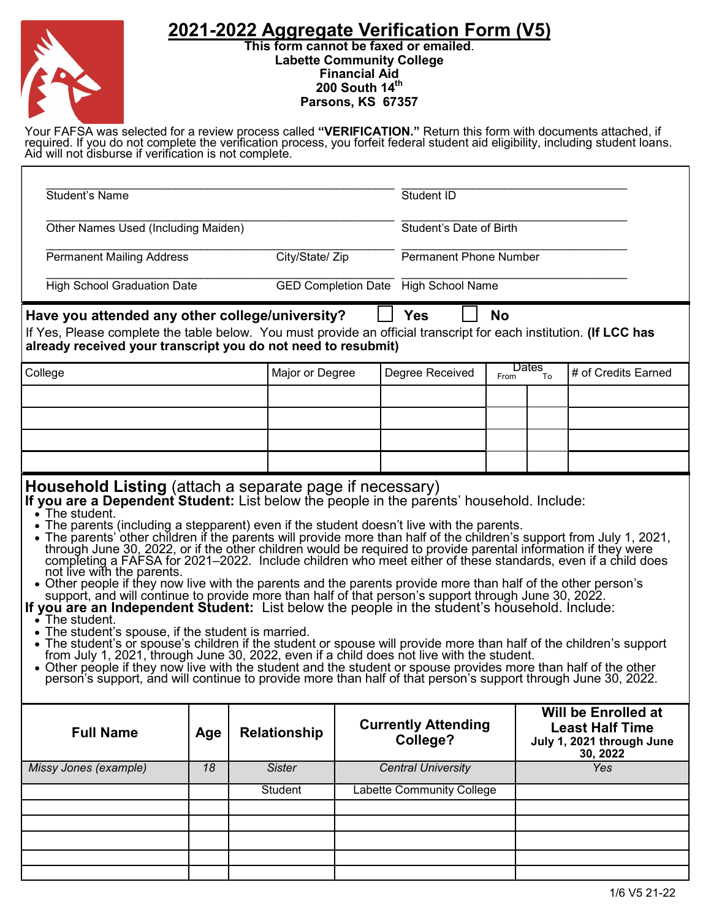# 2021-2022 Aggregate Verification Form (V5)

**This form cannot be faxed or emailed.**
**Labette Community College**
**Financial Aid**
**200 South 14th**
**Parsons, KS 67357**

Your FAFSA was selected for a review process called **"VERIFICATION."** Return this form with documents attached, if required. If you do not complete the verification process, you forfeit federal student aid eligibility, including student loans. Aid will not disburse if verification is not complete.

| | | |
|---|---|---|
| Student's Name | | Student ID |
| Other Names Used (Including Maiden) | | Student's Date of Birth |
| Permanent Mailing Address | City/State/ Zip | Permanent Phone Number |
| High School Graduation Date | GED Completion Date | High School Name |

**Have you attended any other college/university?** ☐ **Yes** ☐ **No**

If Yes, Please complete the table below. You must provide an official transcript for each institution. **(If LCC has already received your transcript you do not need to resubmit)**

| College | Major or Degree | Degree Received | Dates From | Dates To | # of Credits Earned |
|---|---|---|---|---|---|
| | | | | | |
| | | | | | |
| | | | | | |
| | | | | | |

## Household Listing (attach a separate page if necessary)

**If you are a Dependent Student:** List below the people in the parents' household. Include:

- The student.
- The parents (including a stepparent) even if the student doesn't live with the parents.
- The parents' other children if the parents will provide more than half of the children's support from July 1, 2021, through June 30, 2022, or if the other children would be required to provide parental information if they were completing a FAFSA for 2021–2022. Include children who meet either of these standards, even if a child does not live with the parents.
- Other people if they now live with the parents and the parents provide more than half of the other person's support, and will continue to provide more than half of that person's support through June 30, 2022.

**If you are an Independent Student:** List below the people in the student's household. Include:

- The student.
- The student's spouse, if the student is married.
- The student's or spouse's children if the student or spouse will provide more than half of the children's support from July 1, 2021, through June 30, 2022, even if a child does not live with the student.
- Other people if they now live with the student and the student or spouse provides more than half of the other person's support, and will continue to provide more than half of that person's support through June 30, 2022.

| Full Name | Age | Relationship | Currently Attending College? | Will be Enrolled at Least Half Time July 1, 2021 through June 30, 2022 |
|---|---|---|---|---|
| *Missy Jones (example)* | *18* | *Sister* | *Central University* | *Yes* |
| | | Student | Labette Community College | |
| | | | | |
| | | | | |
| | | | | |
| | | | | |
| | | | | |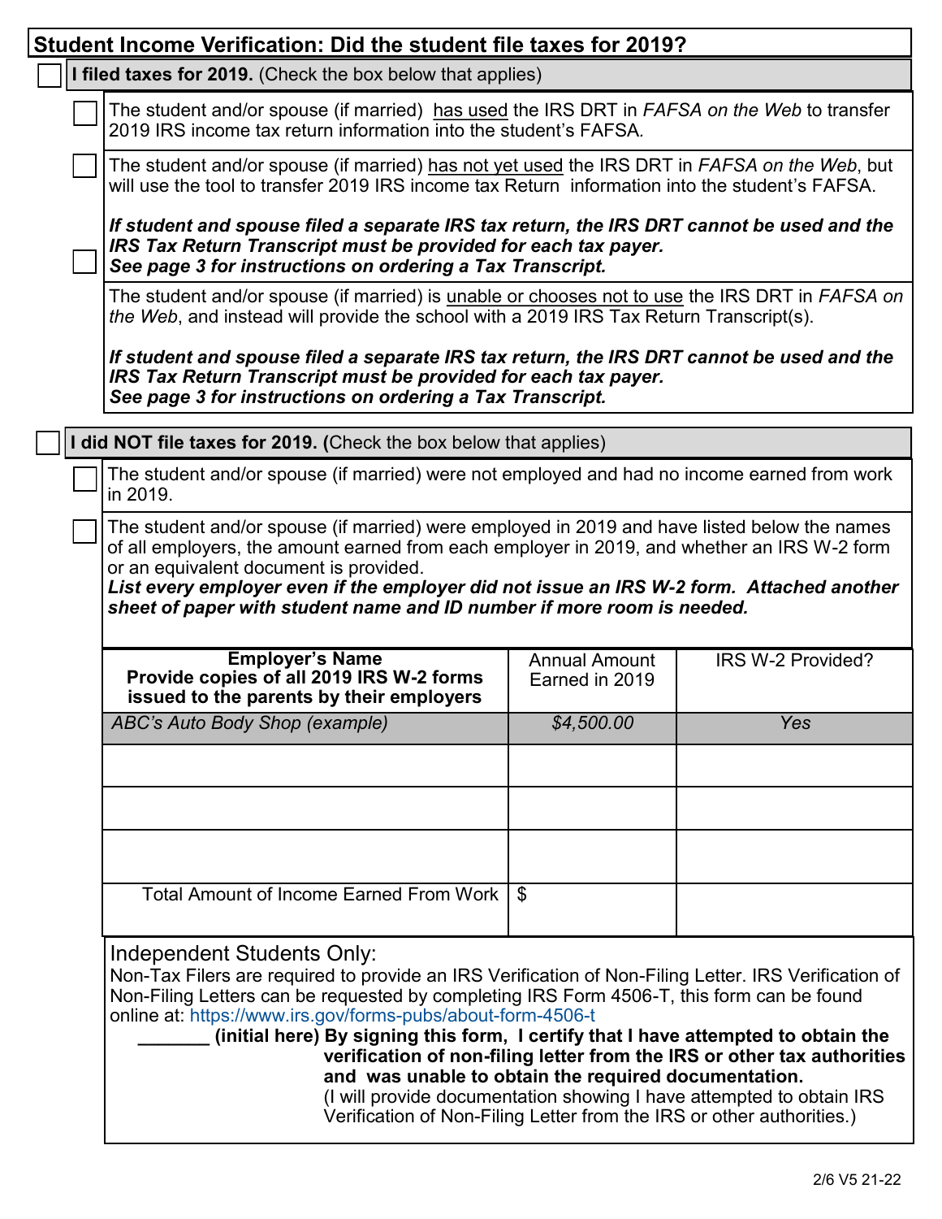## Student Income Verification: Did the student file taxes for 2019?

☐ **I filed taxes for 2019.** (Check the box below that applies)

- ☐ The student and/or spouse (if married) has used the IRS DRT in *FAFSA on the Web* to transfer 2019 IRS income tax return information into the student's FAFSA.
- ☐ The student and/or spouse (if married) has not yet used the IRS DRT in *FAFSA on the Web*, but will use the tool to transfer 2019 IRS income tax Return information into the student's FAFSA.

  ***If student and spouse filed a separate IRS tax return, the IRS DRT cannot be used and the IRS Tax Return Transcript must be provided for each tax payer.***
  ***See page 3 for instructions on ordering a Tax Transcript.***
- ☐ The student and/or spouse (if married) is unable or chooses not to use the IRS DRT in *FAFSA on the Web*, and instead will provide the school with a 2019 IRS Tax Return Transcript(s).

  ***If student and spouse filed a separate IRS tax return, the IRS DRT cannot be used and the IRS Tax Return Transcript must be provided for each tax payer.***
  ***See page 3 for instructions on ordering a Tax Transcript.***

☐ **I did NOT file taxes for 2019. (**Check the box below that applies)

- ☐ The student and/or spouse (if married) were not employed and had no income earned from work in 2019.
- ☐ The student and/or spouse (if married) were employed in 2019 and have listed below the names of all employers, the amount earned from each employer in 2019, and whether an IRS W-2 form or an equivalent document is provided.
  ***List every employer even if the employer did not issue an IRS W-2 form. Attached another sheet of paper with student name and ID number if more room is needed.***

| **Employer's Name** **Provide copies of all 2019 IRS W-2 forms issued to the parents by their employers** | Annual Amount Earned in 2019 | IRS W-2 Provided? |
|---|---|---|
| *ABC's Auto Body Shop (example)* | *$4,500.00* | *Yes* |
| | | |
| | | |
| | | |
| Total Amount of Income Earned From Work | $ | |

Independent Students Only:
Non-Tax Filers are required to provide an IRS Verification of Non-Filing Letter. IRS Verification of Non-Filing Letters can be requested by completing IRS Form 4506-T, this form can be found online at: https://www.irs.gov/forms-pubs/about-form-4506-t

**_______ (initial here) By signing this form, I certify that I have attempted to obtain the verification of non-filing letter from the IRS or other tax authorities and was unable to obtain the required documentation.**
(I will provide documentation showing I have attempted to obtain IRS Verification of Non-Filing Letter from the IRS or other authorities.)

V5 21-22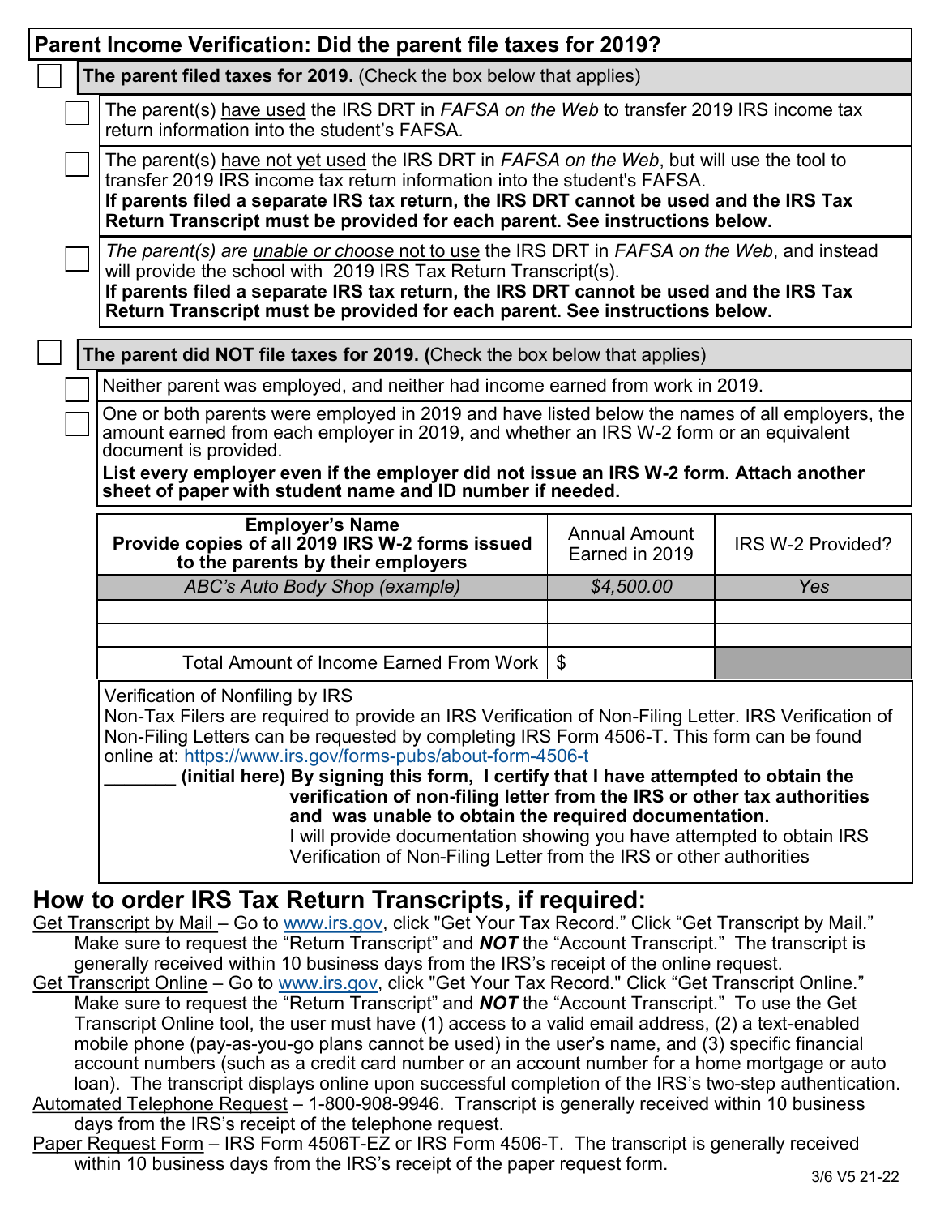## Parent Income Verification: Did the parent file taxes for 2019?

☐ **The parent filed taxes for 2019.** (Check the box below that applies)

- ☐ The parent(s) have used the IRS DRT in *FAFSA on the Web* to transfer 2019 IRS income tax return information into the student's FAFSA.
- ☐ The parent(s) have not yet used the IRS DRT in *FAFSA on the Web*, but will use the tool to transfer 2019 IRS income tax return information into the student's FAFSA. **If parents filed a separate IRS tax return, the IRS DRT cannot be used and the IRS Tax Return Transcript must be provided for each parent. See instructions below.**
- ☐ *The parent(s) are unable or choose* not to use the IRS DRT in *FAFSA on the Web*, and instead will provide the school with 2019 IRS Tax Return Transcript(s). **If parents filed a separate IRS tax return, the IRS DRT cannot be used and the IRS Tax Return Transcript must be provided for each parent. See instructions below.**

☐ **The parent did NOT file taxes for 2019.** (Check the box below that applies)

- ☐ Neither parent was employed, and neither had income earned from work in 2019.
- ☐ One or both parents were employed in 2019 and have listed below the names of all employers, the amount earned from each employer in 2019, and whether an IRS W-2 form or an equivalent document is provided. **List every employer even if the employer did not issue an IRS W-2 form. Attach another sheet of paper with student name and ID number if needed.**

| Employer's Name<br>**Provide copies of all 2019 IRS W-2 forms issued to the parents by their employers** | Annual Amount Earned in 2019 | IRS W-2 Provided? |
|---|---|---|
| *ABC's Auto Body Shop (example)* | *$4,500.00* | *Yes* |
| | | |
| | | |
| Total Amount of Income Earned From Work | $ | |

Verification of Nonfiling by IRS

Non-Tax Filers are required to provide an IRS Verification of Non-Filing Letter. IRS Verification of Non-Filing Letters can be requested by completing IRS Form 4506-T. This form can be found online at: https://www.irs.gov/forms-pubs/about-form-4506-t

_______ **(initial here) By signing this form, I certify that I have attempted to obtain the verification of non-filing letter from the IRS or other tax authorities and was unable to obtain the required documentation.** I will provide documentation showing you have attempted to obtain IRS Verification of Non-Filing Letter from the IRS or other authorities

## How to order IRS Tax Return Transcripts, if required:

Get Transcript by Mail – Go to www.irs.gov, click "Get Your Tax Record." Click "Get Transcript by Mail." Make sure to request the "Return Transcript" and ***NOT*** the "Account Transcript." The transcript is generally received within 10 business days from the IRS's receipt of the online request.

Get Transcript Online – Go to www.irs.gov, click "Get Your Tax Record." Click "Get Transcript Online." Make sure to request the "Return Transcript" and ***NOT*** the "Account Transcript." To use the Get Transcript Online tool, the user must have (1) access to a valid email address, (2) a text-enabled mobile phone (pay-as-you-go plans cannot be used) in the user's name, and (3) specific financial account numbers (such as a credit card number or an account number for a home mortgage or auto loan). The transcript displays online upon successful completion of the IRS's two-step authentication.

Automated Telephone Request – 1-800-908-9946. Transcript is generally received within 10 business days from the IRS's receipt of the telephone request.

Paper Request Form – IRS Form 4506T-EZ or IRS Form 4506-T. The transcript is generally received within 10 business days from the IRS's receipt of the paper request form.

3/6 V5 21-22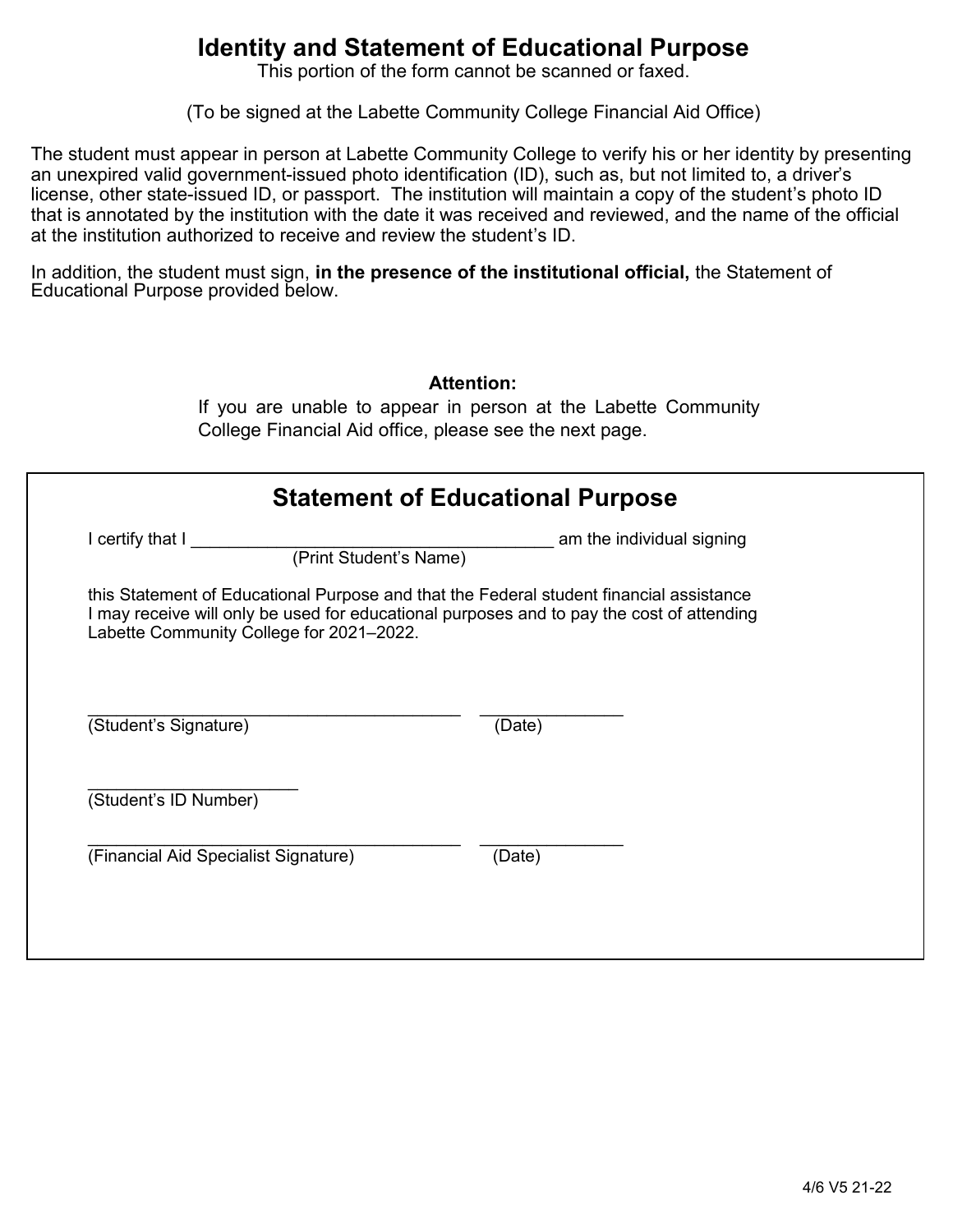# Identity and Statement of Educational Purpose

This portion of the form cannot be scanned or faxed.

(To be signed at the Labette Community College Financial Aid Office)

The student must appear in person at Labette Community College to verify his or her identity by presenting an unexpired valid government-issued photo identification (ID), such as, but not limited to, a driver's license, other state-issued ID, or passport. The institution will maintain a copy of the student's photo ID that is annotated by the institution with the date it was received and reviewed, and the name of the official at the institution authorized to receive and review the student's ID.

In addition, the student must sign, **in the presence of the institutional official,** the Statement of Educational Purpose provided below.

**Attention:**

If you are unable to appear in person at the Labette Community College Financial Aid office, please see the next page.

## Statement of Educational Purpose

I certify that I ______________________________________ am the individual signing
(Print Student's Name)

this Statement of Educational Purpose and that the Federal student financial assistance I may receive will only be used for educational purposes and to pay the cost of attending Labette Community College for 2021–2022.

________________________________________ _______________
(Student's Signature) (Date)

_______________________
(Student's ID Number)

________________________________________ _______________
(Financial Aid Specialist Signature) (Date)

4/6 V5 21-22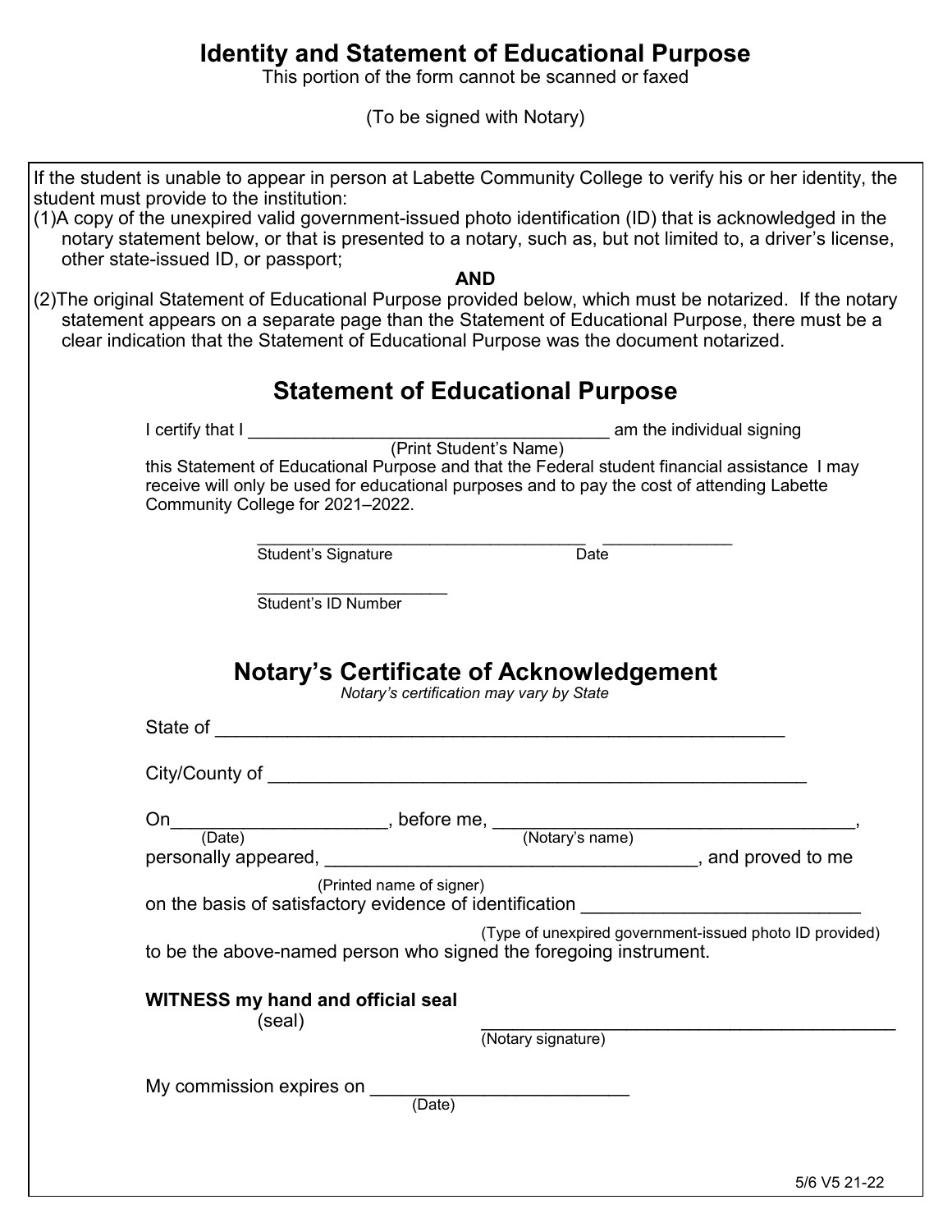# Identity and Statement of Educational Purpose

This portion of the form cannot be scanned or faxed

(To be signed with Notary)

If the student is unable to appear in person at Labette Community College to verify his or her identity, the student must provide to the institution:

(1) A copy of the unexpired valid government-issued photo identification (ID) that is acknowledged in the notary statement below, or that is presented to a notary, such as, but not limited to, a driver's license, other state-issued ID, or passport;

**AND**

(2) The original Statement of Educational Purpose provided below, which must be notarized. If the notary statement appears on a separate page than the Statement of Educational Purpose, there must be a clear indication that the Statement of Educational Purpose was the document notarized.

## Statement of Educational Purpose

I certify that I ______________________________________ am the individual signing
(Print Student's Name)
this Statement of Educational Purpose and that the Federal student financial assistance I may receive will only be used for educational purposes and to pay the cost of attending Labette Community College for 2021–2022.

___________________________________ ______________
Student's Signature Date

_____________________
Student's ID Number

## Notary's Certificate of Acknowledgement

*Notary's certification may vary by State*

State of ________________________________________________________

City/County of ____________________________________________________

On____________________, before me, ____________________________________,
(Date) (Notary's name)
personally appeared, ____________________________________, and proved to me
(Printed name of signer)
on the basis of satisfactory evidence of identification __________________________
(Type of unexpired government-issued photo ID provided)
to be the above-named person who signed the foregoing instrument.

**WITNESS my hand and official seal**
(seal) __________________________________________
(Notary signature)

My commission expires on ________________________
(Date)

5/6 V5 21-22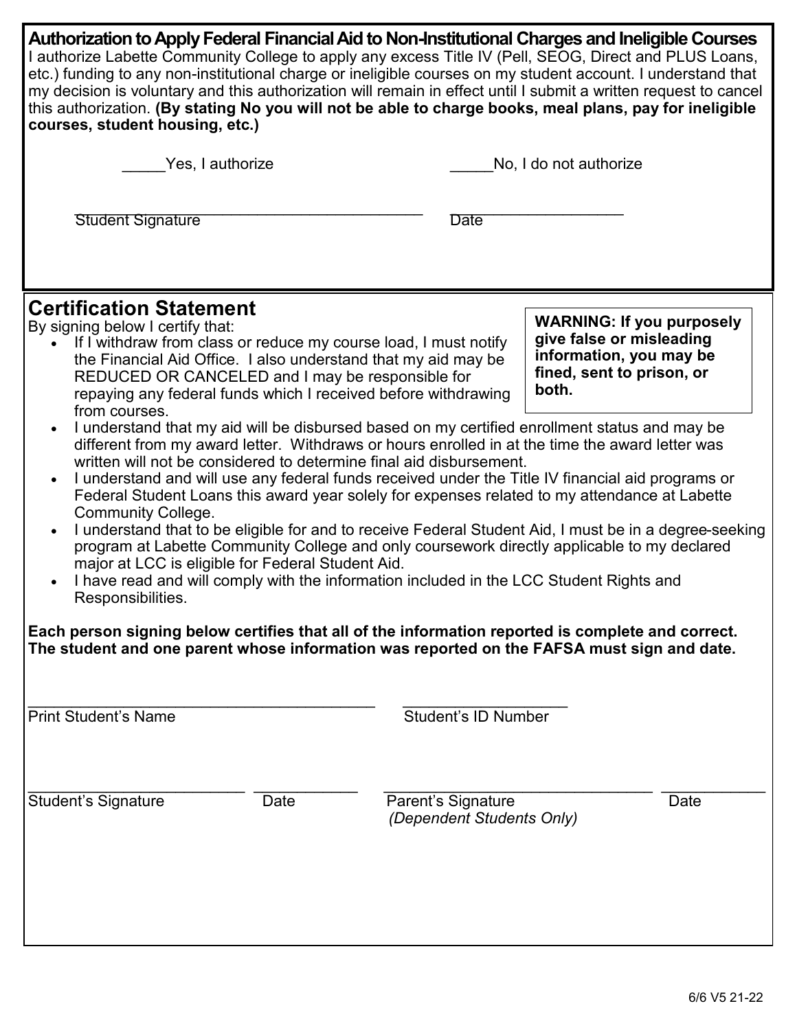## Authorization to Apply Federal Financial Aid to Non-Institutional Charges and Ineligible Courses

I authorize Labette Community College to apply any excess Title IV (Pell, SEOG, Direct and PLUS Loans, etc.) funding to any non-institutional charge or ineligible courses on my student account. I understand that my decision is voluntary and this authorization will remain in effect until I submit a written request to cancel this authorization. **(By stating No you will not be able to charge books, meal plans, pay for ineligible courses, student housing, etc.)**

_____Yes, I authorize     _____No, I do not authorize

________________________________________     ____________________
Student Signature     Date

## Certification Statement

By signing below I certify that:

> **WARNING: If you purposely give false or misleading information, you may be fined, sent to prison, or both.**

- If I withdraw from class or reduce my course load, I must notify the Financial Aid Office. I also understand that my aid may be REDUCED OR CANCELED and I may be responsible for repaying any federal funds which I received before withdrawing from courses.
- I understand that my aid will be disbursed based on my certified enrollment status and may be different from my award letter. Withdraws or hours enrolled in at the time the award letter was written will not be considered to determine final aid disbursement.
- I understand and will use any federal funds received under the Title IV financial aid programs or Federal Student Loans this award year solely for expenses related to my attendance at Labette Community College.
- I understand that to be eligible for and to receive Federal Student Aid, I must be in a degree-seeking program at Labette Community College and only coursework directly applicable to my declared major at LCC is eligible for Federal Student Aid.
- I have read and will comply with the information included in the LCC Student Rights and Responsibilities.

**Each person signing below certifies that all of the information reported is complete and correct. The student and one parent whose information was reported on the FAFSA must sign and date.**

________________________________________     ____________________
Print Student's Name     Student's ID Number

__________________________  ____________     ________________________________  ____________
Student's Signature     Date     Parent's Signature *(Dependent Students Only)*     Date